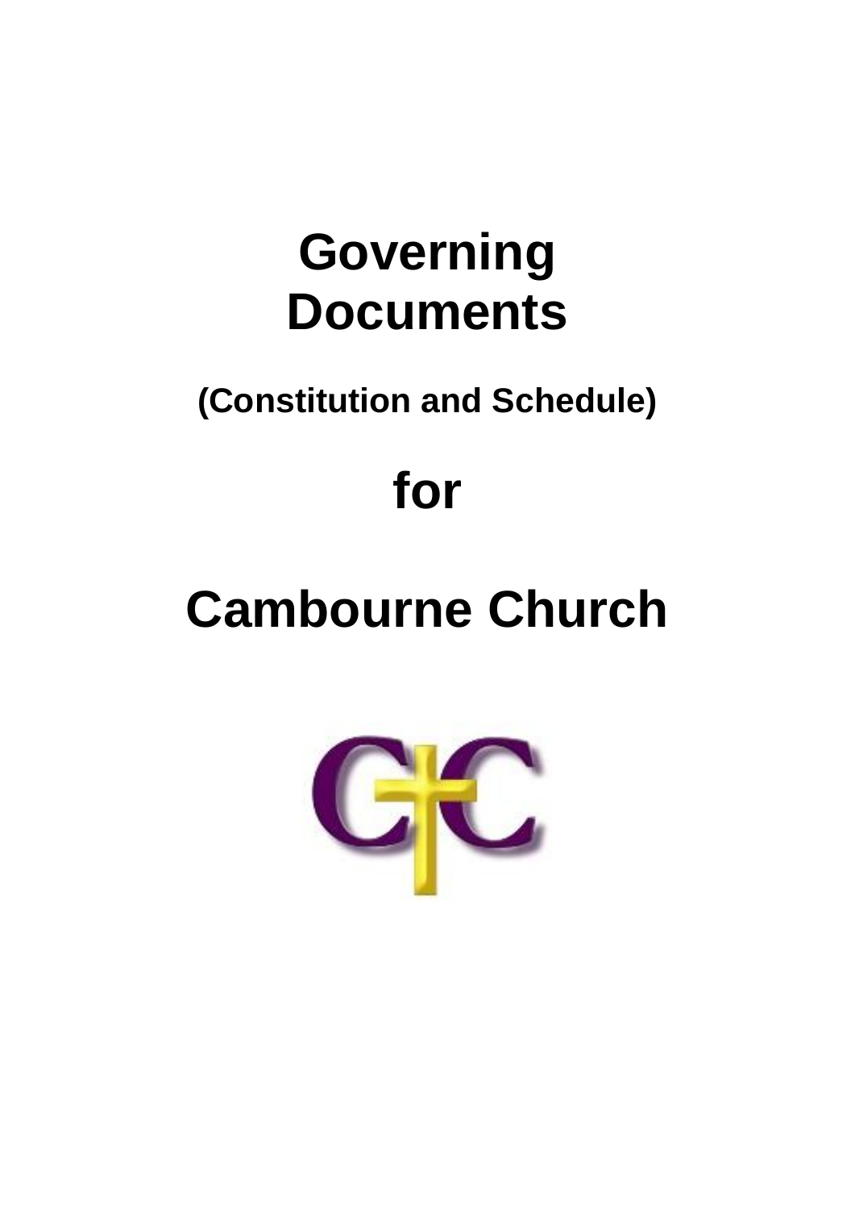# Governing Documents

**(Constitution and Schedule)**

## for

# Cambourne Church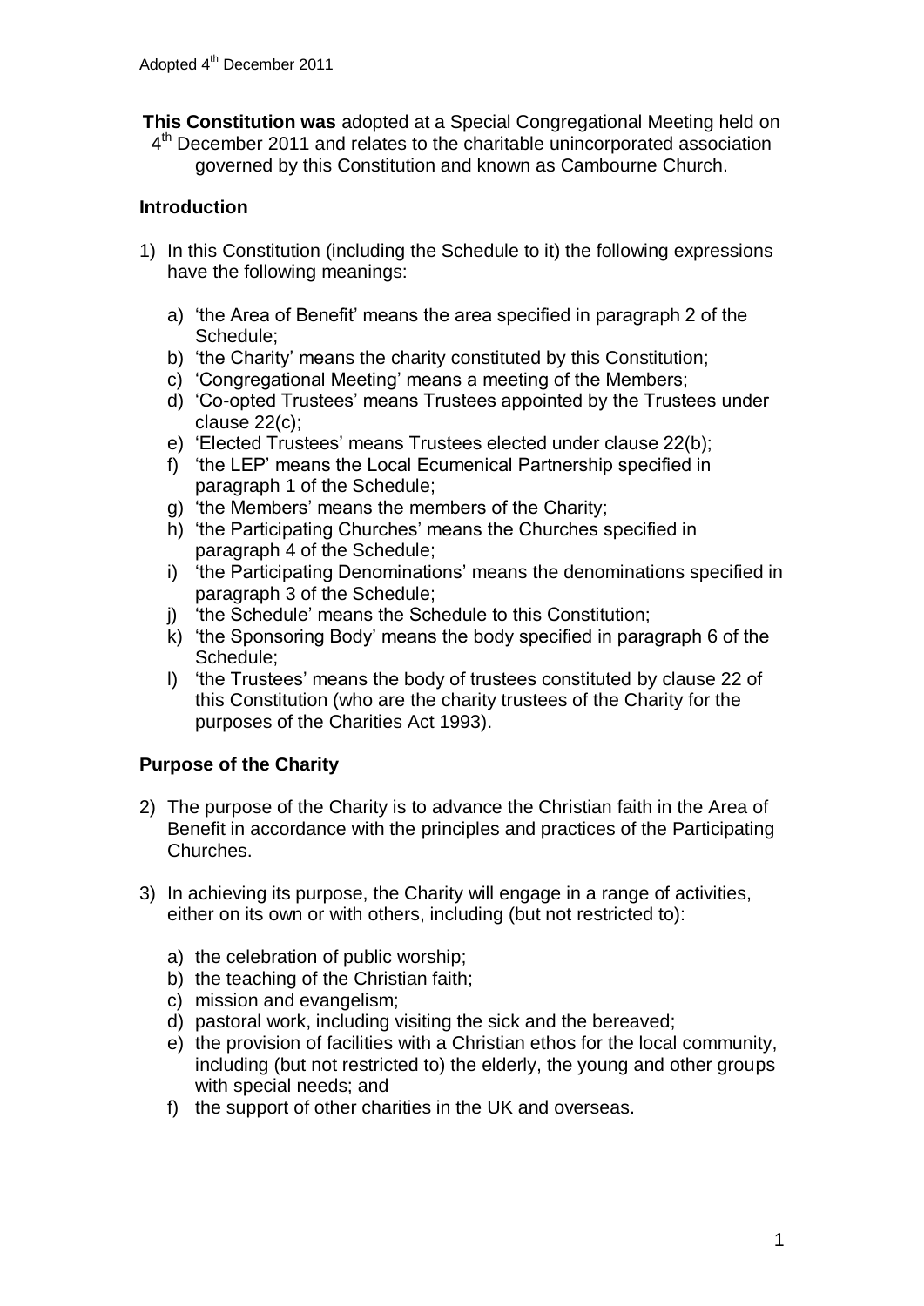**This Constitution was** adopted at a Special Congregational Meeting held on 4th December 2011 and relates to the charitable unincorporated association governed by this Constitution and known as Cambourne Church.

## Introduction

1) In this Constitution (including the Schedule to it) the following expressions have the following meanings:

   a) 'the Area of Benefit' means the area specified in paragraph 2 of the Schedule;
   b) 'the Charity' means the charity constituted by this Constitution;
   c) 'Congregational Meeting' means a meeting of the Members;
   d) 'Co-opted Trustees' means Trustees appointed by the Trustees under clause 22(c);
   e) 'Elected Trustees' means Trustees elected under clause 22(b);
   f) 'the LEP' means the Local Ecumenical Partnership specified in paragraph 1 of the Schedule;
   g) 'the Members' means the members of the Charity;
   h) 'the Participating Churches' means the Churches specified in paragraph 4 of the Schedule;
   i) 'the Participating Denominations' means the denominations specified in paragraph 3 of the Schedule;
   j) 'the Schedule' means the Schedule to this Constitution;
   k) 'the Sponsoring Body' means the body specified in paragraph 6 of the Schedule;
   l) 'the Trustees' means the body of trustees constituted by clause 22 of this Constitution (who are the charity trustees of the Charity for the purposes of the Charities Act 1993).

## Purpose of the Charity

2) The purpose of the Charity is to advance the Christian faith in the Area of Benefit in accordance with the principles and practices of the Participating Churches.

3) In achieving its purpose, the Charity will engage in a range of activities, either on its own or with others, including (but not restricted to):

   a) the celebration of public worship;
   b) the teaching of the Christian faith;
   c) mission and evangelism;
   d) pastoral work, including visiting the sick and the bereaved;
   e) the provision of facilities with a Christian ethos for the local community, including (but not restricted to) the elderly, the young and other groups with special needs; and
   f) the support of other charities in the UK and overseas.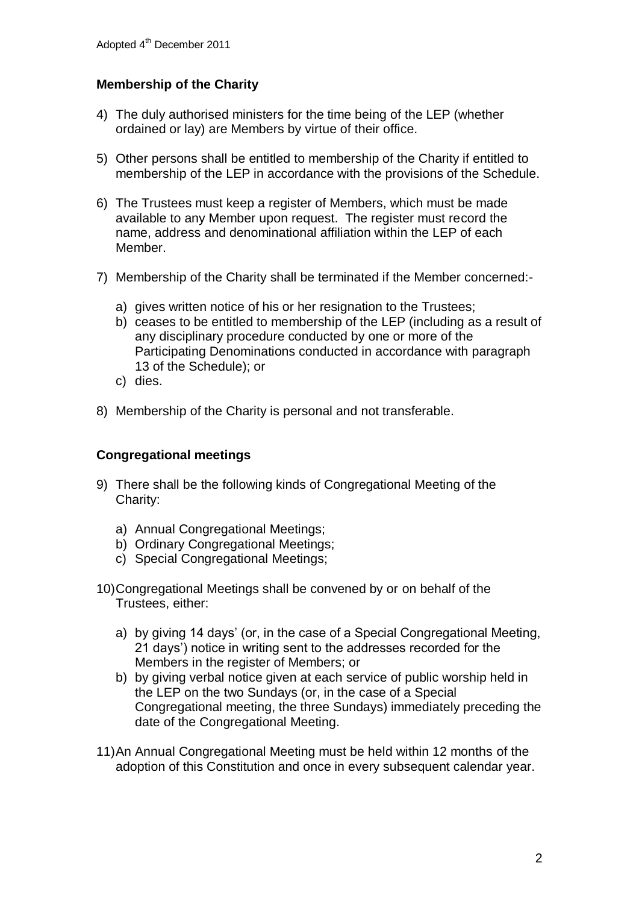Adopted 4th December 2011

## Membership of the Charity

4) The duly authorised ministers for the time being of the LEP (whether ordained or lay) are Members by virtue of their office.

5) Other persons shall be entitled to membership of the Charity if entitled to membership of the LEP in accordance with the provisions of the Schedule.

6) The Trustees must keep a register of Members, which must be made available to any Member upon request. The register must record the name, address and denominational affiliation within the LEP of each Member.

7) Membership of the Charity shall be terminated if the Member concerned:-

   a) gives written notice of his or her resignation to the Trustees;
   b) ceases to be entitled to membership of the LEP (including as a result of any disciplinary procedure conducted by one or more of the Participating Denominations conducted in accordance with paragraph 13 of the Schedule); or
   c) dies.

8) Membership of the Charity is personal and not transferable.

## Congregational meetings

9) There shall be the following kinds of Congregational Meeting of the Charity:

   a) Annual Congregational Meetings;
   b) Ordinary Congregational Meetings;
   c) Special Congregational Meetings;

10) Congregational Meetings shall be convened by or on behalf of the Trustees, either:

    a) by giving 14 days' (or, in the case of a Special Congregational Meeting, 21 days') notice in writing sent to the addresses recorded for the Members in the register of Members; or
    b) by giving verbal notice given at each service of public worship held in the LEP on the two Sundays (or, in the case of a Special Congregational meeting, the three Sundays) immediately preceding the date of the Congregational Meeting.

11) An Annual Congregational Meeting must be held within 12 months of the adoption of this Constitution and once in every subsequent calendar year.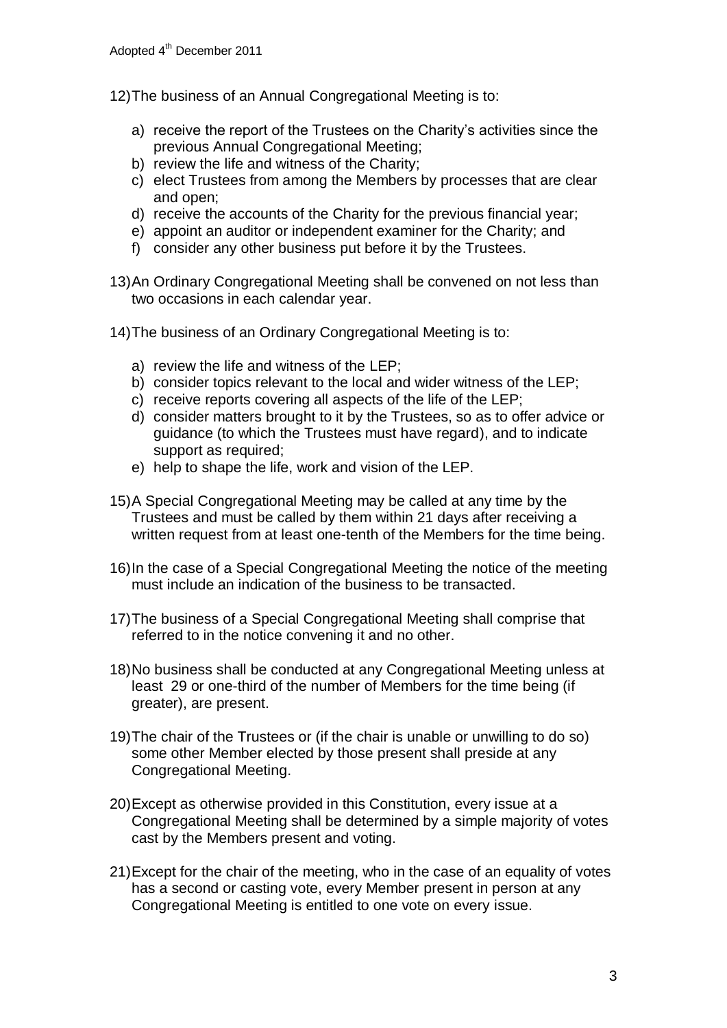12) The business of an Annual Congregational Meeting is to:

a) receive the report of the Trustees on the Charity's activities since the previous Annual Congregational Meeting;
b) review the life and witness of the Charity;
c) elect Trustees from among the Members by processes that are clear and open;
d) receive the accounts of the Charity for the previous financial year;
e) appoint an auditor or independent examiner for the Charity; and
f) consider any other business put before it by the Trustees.

13) An Ordinary Congregational Meeting shall be convened on not less than two occasions in each calendar year.

14) The business of an Ordinary Congregational Meeting is to:

a) review the life and witness of the LEP;
b) consider topics relevant to the local and wider witness of the LEP;
c) receive reports covering all aspects of the life of the LEP;
d) consider matters brought to it by the Trustees, so as to offer advice or guidance (to which the Trustees must have regard), and to indicate support as required;
e) help to shape the life, work and vision of the LEP.

15) A Special Congregational Meeting may be called at any time by the Trustees and must be called by them within 21 days after receiving a written request from at least one-tenth of the Members for the time being.

16) In the case of a Special Congregational Meeting the notice of the meeting must include an indication of the business to be transacted.

17) The business of a Special Congregational Meeting shall comprise that referred to in the notice convening it and no other.

18) No business shall be conducted at any Congregational Meeting unless at least 29 or one-third of the number of Members for the time being (if greater), are present.

19) The chair of the Trustees or (if the chair is unable or unwilling to do so) some other Member elected by those present shall preside at any Congregational Meeting.

20) Except as otherwise provided in this Constitution, every issue at a Congregational Meeting shall be determined by a simple majority of votes cast by the Members present and voting.

21) Except for the chair of the meeting, who in the case of an equality of votes has a second or casting vote, every Member present in person at any Congregational Meeting is entitled to one vote on every issue.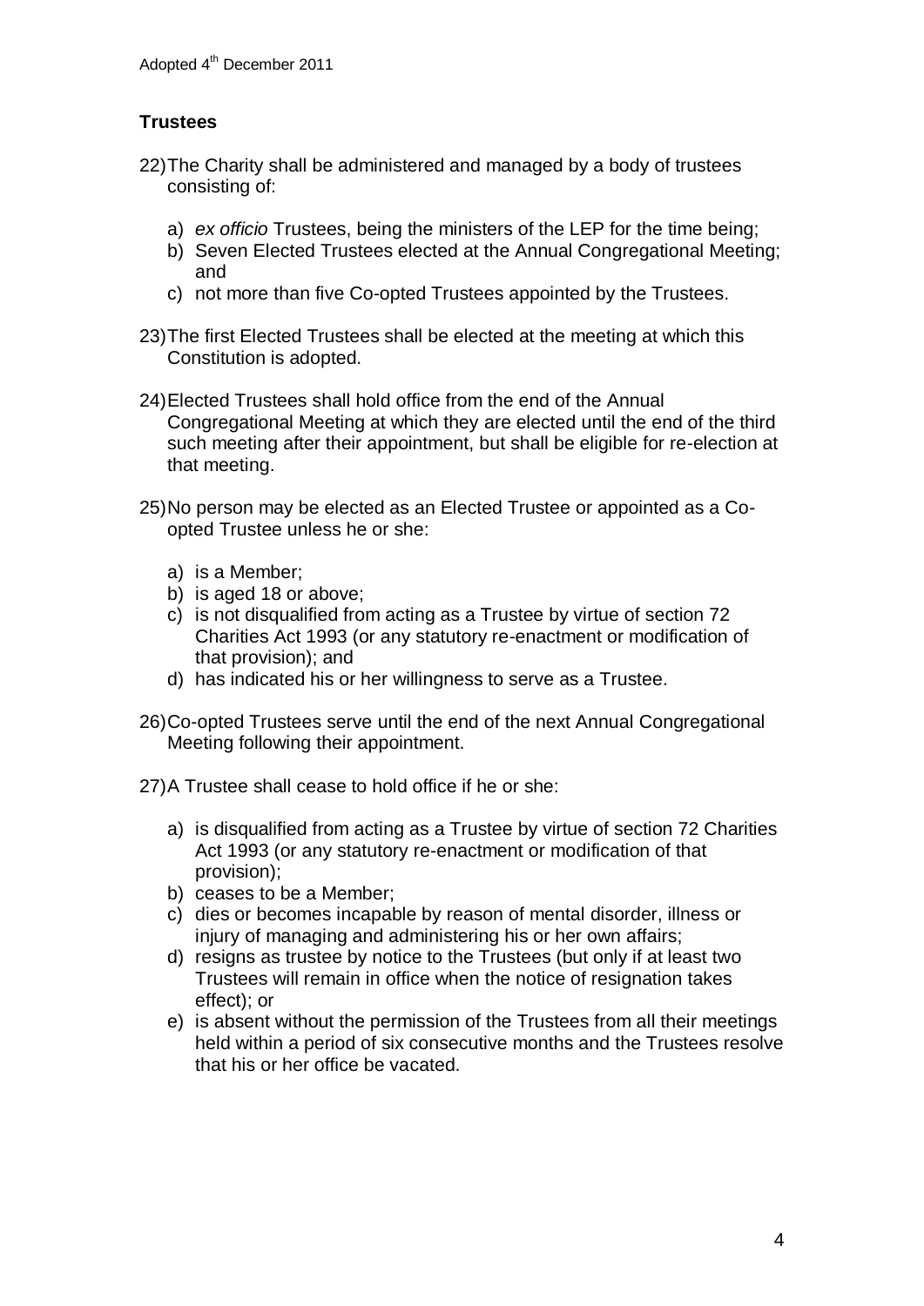## Trustees

22) The Charity shall be administered and managed by a body of trustees consisting of:

   a) *ex officio* Trustees, being the ministers of the LEP for the time being;
   b) Seven Elected Trustees elected at the Annual Congregational Meeting; and
   c) not more than five Co-opted Trustees appointed by the Trustees.

23) The first Elected Trustees shall be elected at the meeting at which this Constitution is adopted.

24) Elected Trustees shall hold office from the end of the Annual Congregational Meeting at which they are elected until the end of the third such meeting after their appointment, but shall be eligible for re-election at that meeting.

25) No person may be elected as an Elected Trustee or appointed as a Co-opted Trustee unless he or she:

   a) is a Member;
   b) is aged 18 or above;
   c) is not disqualified from acting as a Trustee by virtue of section 72 Charities Act 1993 (or any statutory re-enactment or modification of that provision); and
   d) has indicated his or her willingness to serve as a Trustee.

26) Co-opted Trustees serve until the end of the next Annual Congregational Meeting following their appointment.

27) A Trustee shall cease to hold office if he or she:

   a) is disqualified from acting as a Trustee by virtue of section 72 Charities Act 1993 (or any statutory re-enactment or modification of that provision);
   b) ceases to be a Member;
   c) dies or becomes incapable by reason of mental disorder, illness or injury of managing and administering his or her own affairs;
   d) resigns as trustee by notice to the Trustees (but only if at least two Trustees will remain in office when the notice of resignation takes effect); or
   e) is absent without the permission of the Trustees from all their meetings held within a period of six consecutive months and the Trustees resolve that his or her office be vacated.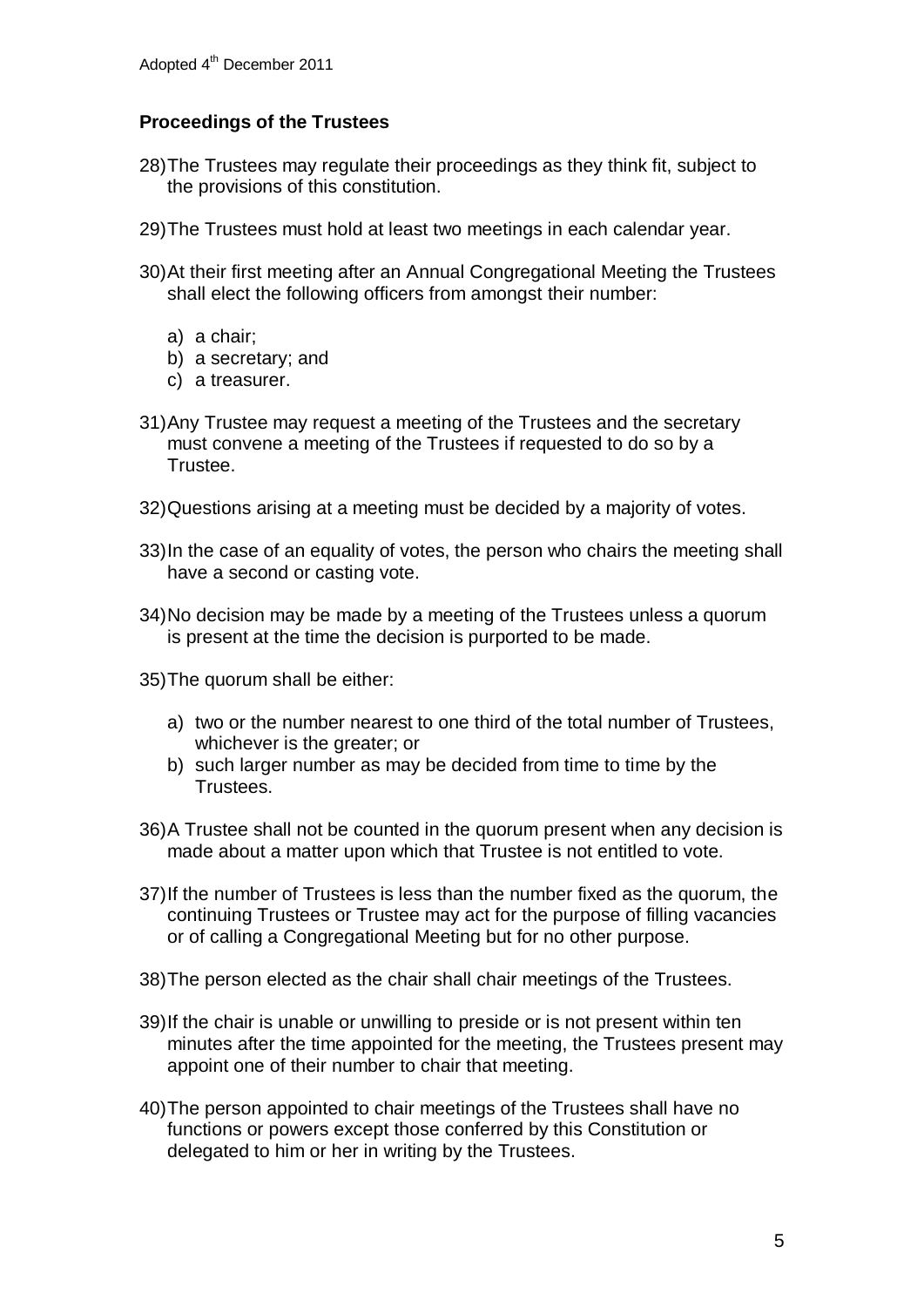### Proceedings of the Trustees

28) The Trustees may regulate their proceedings as they think fit, subject to the provisions of this constitution.

29) The Trustees must hold at least two meetings in each calendar year.

30) At their first meeting after an Annual Congregational Meeting the Trustees shall elect the following officers from amongst their number:

   a) a chair;
   b) a secretary; and
   c) a treasurer.

31) Any Trustee may request a meeting of the Trustees and the secretary must convene a meeting of the Trustees if requested to do so by a Trustee.

32) Questions arising at a meeting must be decided by a majority of votes.

33) In the case of an equality of votes, the person who chairs the meeting shall have a second or casting vote.

34) No decision may be made by a meeting of the Trustees unless a quorum is present at the time the decision is purported to be made.

35) The quorum shall be either:

   a) two or the number nearest to one third of the total number of Trustees, whichever is the greater; or
   b) such larger number as may be decided from time to time by the Trustees.

36) A Trustee shall not be counted in the quorum present when any decision is made about a matter upon which that Trustee is not entitled to vote.

37) If the number of Trustees is less than the number fixed as the quorum, the continuing Trustees or Trustee may act for the purpose of filling vacancies or of calling a Congregational Meeting but for no other purpose.

38) The person elected as the chair shall chair meetings of the Trustees.

39) If the chair is unable or unwilling to preside or is not present within ten minutes after the time appointed for the meeting, the Trustees present may appoint one of their number to chair that meeting.

40) The person appointed to chair meetings of the Trustees shall have no functions or powers except those conferred by this Constitution or delegated to him or her in writing by the Trustees.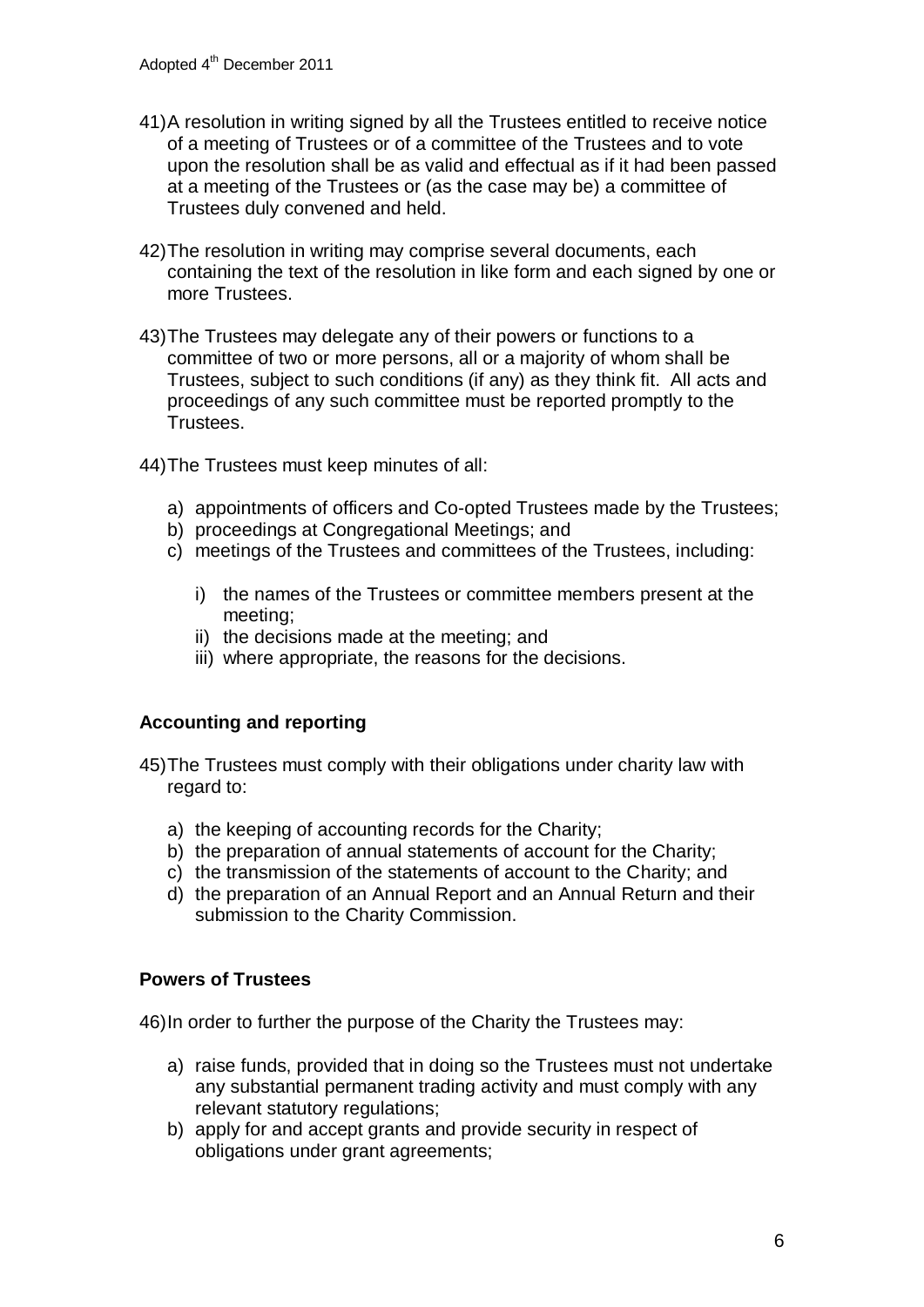41) A resolution in writing signed by all the Trustees entitled to receive notice of a meeting of Trustees or of a committee of the Trustees and to vote upon the resolution shall be as valid and effectual as if it had been passed at a meeting of the Trustees or (as the case may be) a committee of Trustees duly convened and held.

42) The resolution in writing may comprise several documents, each containing the text of the resolution in like form and each signed by one or more Trustees.

43) The Trustees may delegate any of their powers or functions to a committee of two or more persons, all or a majority of whom shall be Trustees, subject to such conditions (if any) as they think fit. All acts and proceedings of any such committee must be reported promptly to the Trustees.

44) The Trustees must keep minutes of all:

   a) appointments of officers and Co-opted Trustees made by the Trustees;
   b) proceedings at Congregational Meetings; and
   c) meetings of the Trustees and committees of the Trustees, including:

      i) the names of the Trustees or committee members present at the meeting;
      ii) the decisions made at the meeting; and
      iii) where appropriate, the reasons for the decisions.

**Accounting and reporting**

45) The Trustees must comply with their obligations under charity law with regard to:

   a) the keeping of accounting records for the Charity;
   b) the preparation of annual statements of account for the Charity;
   c) the transmission of the statements of account to the Charity; and
   d) the preparation of an Annual Report and an Annual Return and their submission to the Charity Commission.

**Powers of Trustees**

46) In order to further the purpose of the Charity the Trustees may:

   a) raise funds, provided that in doing so the Trustees must not undertake any substantial permanent trading activity and must comply with any relevant statutory regulations;
   b) apply for and accept grants and provide security in respect of obligations under grant agreements;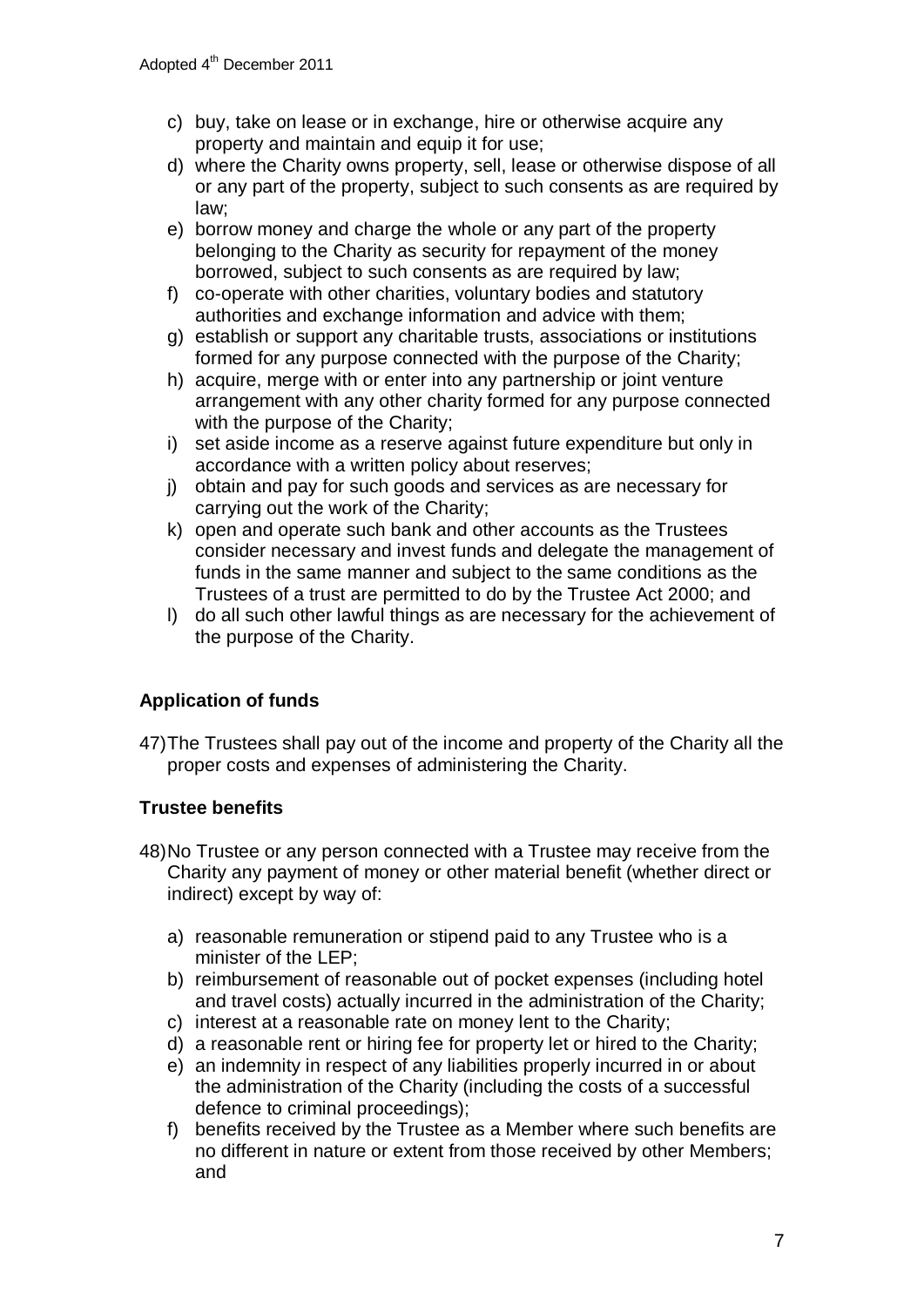c) buy, take on lease or in exchange, hire or otherwise acquire any property and maintain and equip it for use;
d) where the Charity owns property, sell, lease or otherwise dispose of all or any part of the property, subject to such consents as are required by law;
e) borrow money and charge the whole or any part of the property belonging to the Charity as security for repayment of the money borrowed, subject to such consents as are required by law;
f) co-operate with other charities, voluntary bodies and statutory authorities and exchange information and advice with them;
g) establish or support any charitable trusts, associations or institutions formed for any purpose connected with the purpose of the Charity;
h) acquire, merge with or enter into any partnership or joint venture arrangement with any other charity formed for any purpose connected with the purpose of the Charity;
i) set aside income as a reserve against future expenditure but only in accordance with a written policy about reserves;
j) obtain and pay for such goods and services as are necessary for carrying out the work of the Charity;
k) open and operate such bank and other accounts as the Trustees consider necessary and invest funds and delegate the management of funds in the same manner and subject to the same conditions as the Trustees of a trust are permitted to do by the Trustee Act 2000; and
l) do all such other lawful things as are necessary for the achievement of the purpose of the Charity.

**Application of funds**

47) The Trustees shall pay out of the income and property of the Charity all the proper costs and expenses of administering the Charity.

**Trustee benefits**

48) No Trustee or any person connected with a Trustee may receive from the Charity any payment of money or other material benefit (whether direct or indirect) except by way of:

a) reasonable remuneration or stipend paid to any Trustee who is a minister of the LEP;
b) reimbursement of reasonable out of pocket expenses (including hotel and travel costs) actually incurred in the administration of the Charity;
c) interest at a reasonable rate on money lent to the Charity;
d) a reasonable rent or hiring fee for property let or hired to the Charity;
e) an indemnity in respect of any liabilities properly incurred in or about the administration of the Charity (including the costs of a successful defence to criminal proceedings);
f) benefits received by the Trustee as a Member where such benefits are no different in nature or extent from those received by other Members; and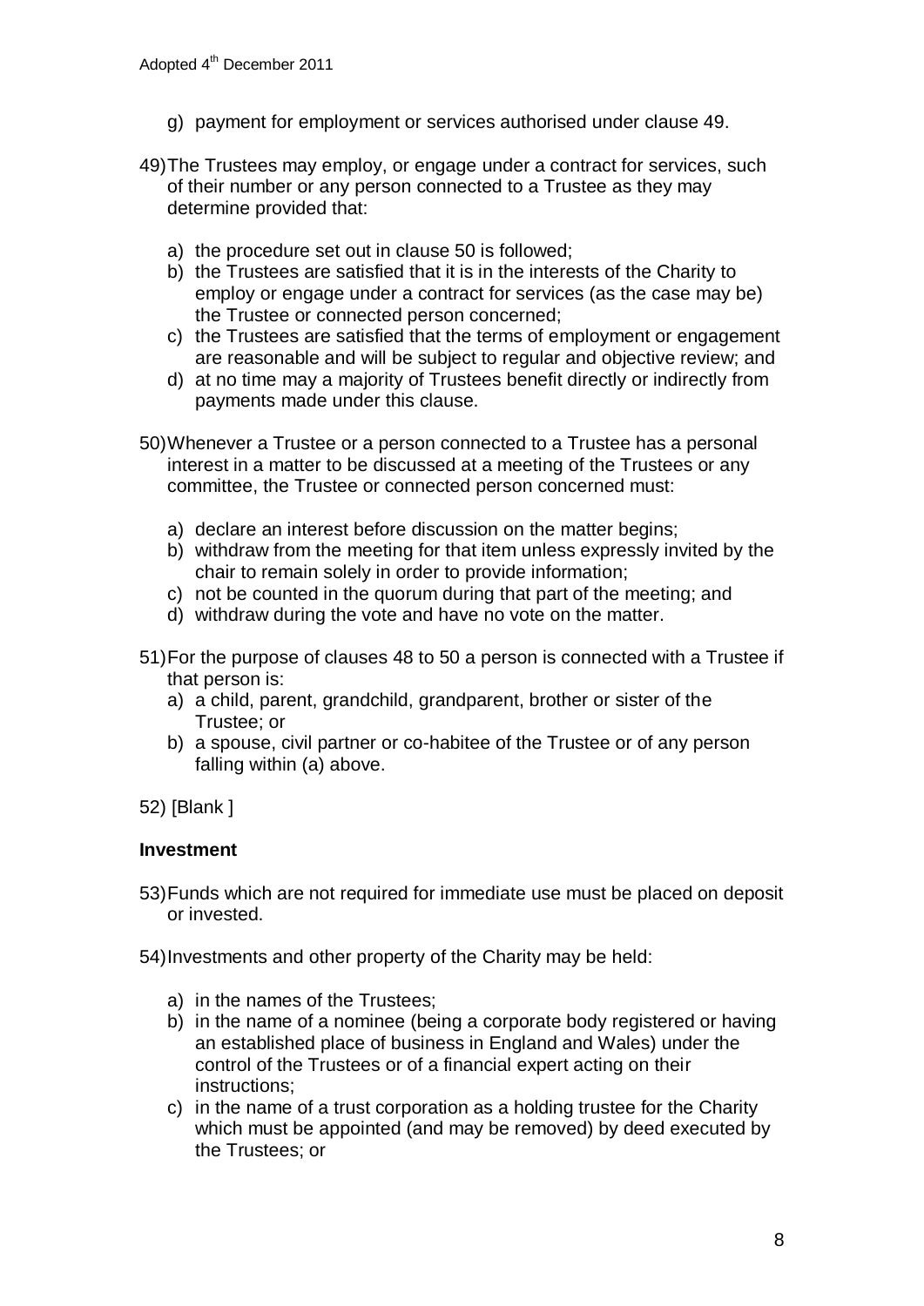g) payment for employment or services authorised under clause 49.

49) The Trustees may employ, or engage under a contract for services, such of their number or any person connected to a Trustee as they may determine provided that:

   a) the procedure set out in clause 50 is followed;
   b) the Trustees are satisfied that it is in the interests of the Charity to employ or engage under a contract for services (as the case may be) the Trustee or connected person concerned;
   c) the Trustees are satisfied that the terms of employment or engagement are reasonable and will be subject to regular and objective review; and
   d) at no time may a majority of Trustees benefit directly or indirectly from payments made under this clause.

50) Whenever a Trustee or a person connected to a Trustee has a personal interest in a matter to be discussed at a meeting of the Trustees or any committee, the Trustee or connected person concerned must:

   a) declare an interest before discussion on the matter begins;
   b) withdraw from the meeting for that item unless expressly invited by the chair to remain solely in order to provide information;
   c) not be counted in the quorum during that part of the meeting; and
   d) withdraw during the vote and have no vote on the matter.

51) For the purpose of clauses 48 to 50 a person is connected with a Trustee if that person is:

   a) a child, parent, grandchild, grandparent, brother or sister of the Trustee; or
   b) a spouse, civil partner or co-habitee of the Trustee or of any person falling within (a) above.

52) [Blank ]

**Investment**

53) Funds which are not required for immediate use must be placed on deposit or invested.

54) Investments and other property of the Charity may be held:

   a) in the names of the Trustees;
   b) in the name of a nominee (being a corporate body registered or having an established place of business in England and Wales) under the control of the Trustees or of a financial expert acting on their instructions;
   c) in the name of a trust corporation as a holding trustee for the Charity which must be appointed (and may be removed) by deed executed by the Trustees; or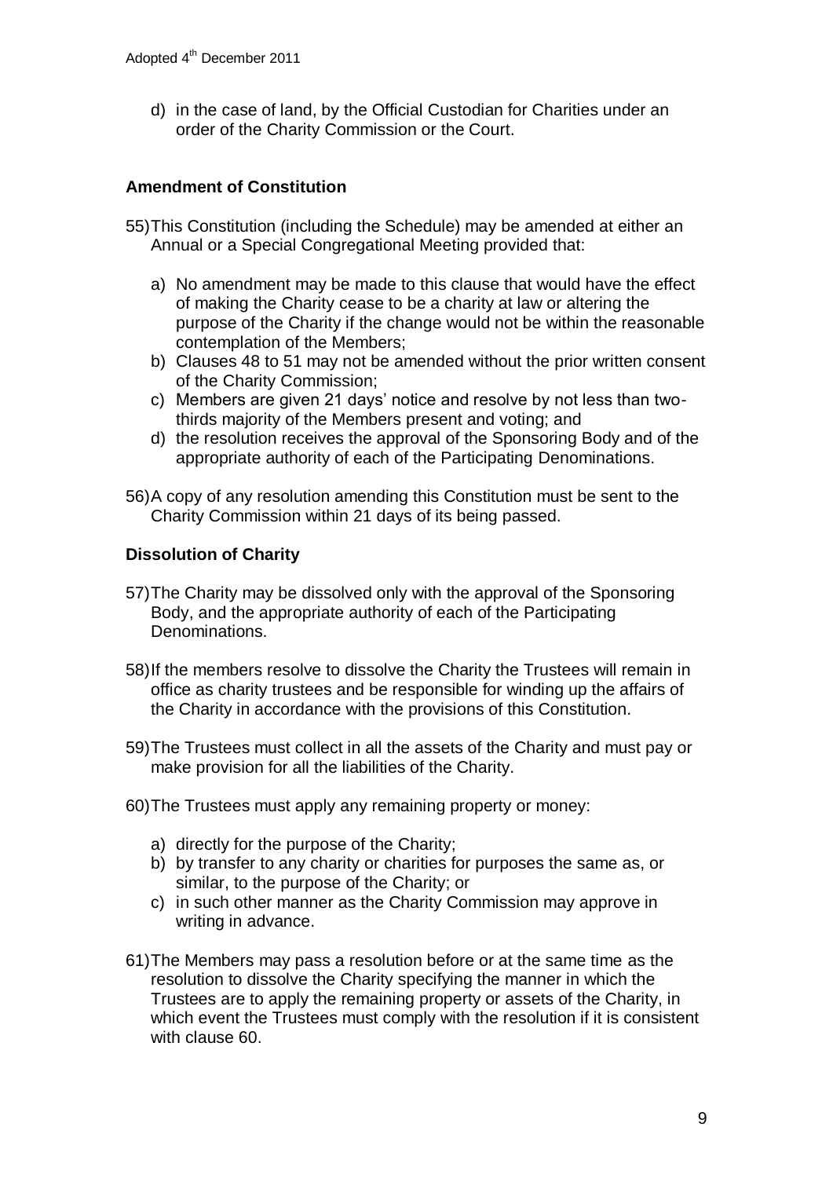d) in the case of land, by the Official Custodian for Charities under an order of the Charity Commission or the Court.

### Amendment of Constitution

55) This Constitution (including the Schedule) may be amended at either an Annual or a Special Congregational Meeting provided that:

   a) No amendment may be made to this clause that would have the effect of making the Charity cease to be a charity at law or altering the purpose of the Charity if the change would not be within the reasonable contemplation of the Members;
   b) Clauses 48 to 51 may not be amended without the prior written consent of the Charity Commission;
   c) Members are given 21 days' notice and resolve by not less than two-thirds majority of the Members present and voting; and
   d) the resolution receives the approval of the Sponsoring Body and of the appropriate authority of each of the Participating Denominations.

56) A copy of any resolution amending this Constitution must be sent to the Charity Commission within 21 days of its being passed.

### Dissolution of Charity

57) The Charity may be dissolved only with the approval of the Sponsoring Body, and the appropriate authority of each of the Participating Denominations.

58) If the members resolve to dissolve the Charity the Trustees will remain in office as charity trustees and be responsible for winding up the affairs of the Charity in accordance with the provisions of this Constitution.

59) The Trustees must collect in all the assets of the Charity and must pay or make provision for all the liabilities of the Charity.

60) The Trustees must apply any remaining property or money:

   a) directly for the purpose of the Charity;
   b) by transfer to any charity or charities for purposes the same as, or similar, to the purpose of the Charity; or
   c) in such other manner as the Charity Commission may approve in writing in advance.

61) The Members may pass a resolution before or at the same time as the resolution to dissolve the Charity specifying the manner in which the Trustees are to apply the remaining property or assets of the Charity, in which event the Trustees must comply with the resolution if it is consistent with clause 60.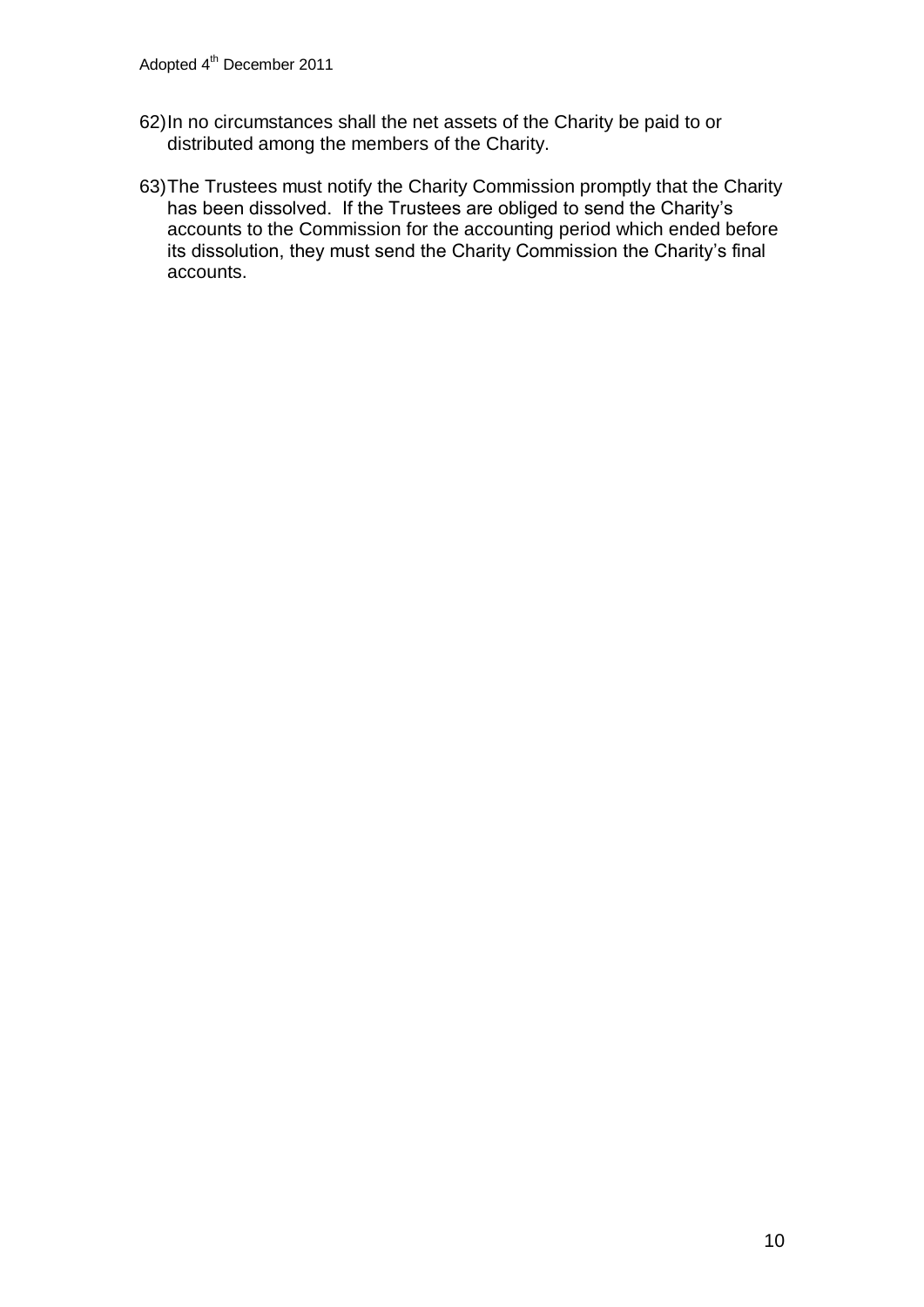62) In no circumstances shall the net assets of the Charity be paid to or distributed among the members of the Charity.

63) The Trustees must notify the Charity Commission promptly that the Charity has been dissolved. If the Trustees are obliged to send the Charity's accounts to the Commission for the accounting period which ended before its dissolution, they must send the Charity Commission the Charity's final accounts.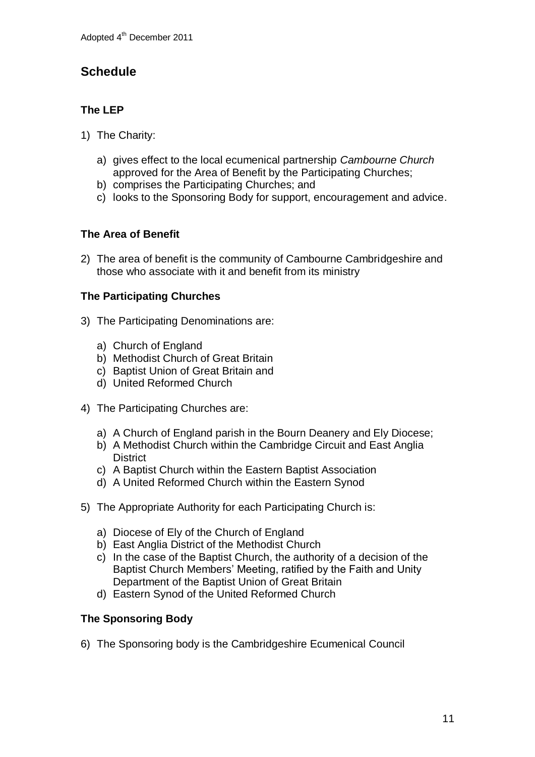Adopted 4th December 2011

## Schedule

### The LEP

1) The Charity:

   a) gives effect to the local ecumenical partnership *Cambourne Church* approved for the Area of Benefit by the Participating Churches;
   b) comprises the Participating Churches; and
   c) looks to the Sponsoring Body for support, encouragement and advice.

### The Area of Benefit

2) The area of benefit is the community of Cambourne Cambridgeshire and those who associate with it and benefit from its ministry

### The Participating Churches

3) The Participating Denominations are:

   a) Church of England
   b) Methodist Church of Great Britain
   c) Baptist Union of Great Britain and
   d) United Reformed Church

4) The Participating Churches are:

   a) A Church of England parish in the Bourn Deanery and Ely Diocese;
   b) A Methodist Church within the Cambridge Circuit and East Anglia District
   c) A Baptist Church within the Eastern Baptist Association
   d) A United Reformed Church within the Eastern Synod

5) The Appropriate Authority for each Participating Church is:

   a) Diocese of Ely of the Church of England
   b) East Anglia District of the Methodist Church
   c) In the case of the Baptist Church, the authority of a decision of the Baptist Church Members' Meeting, ratified by the Faith and Unity Department of the Baptist Union of Great Britain
   d) Eastern Synod of the United Reformed Church

### The Sponsoring Body

6) The Sponsoring body is the Cambridgeshire Ecumenical Council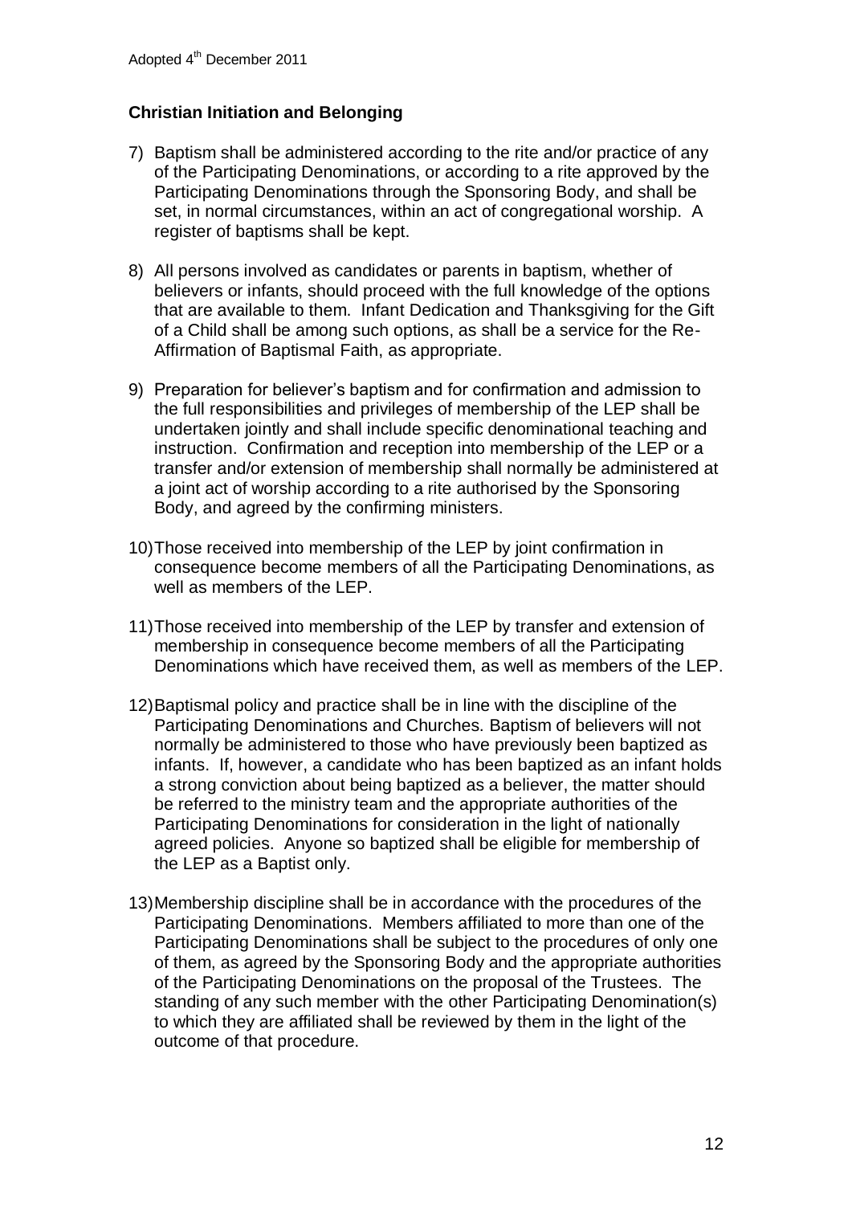## Christian Initiation and Belonging

7) Baptism shall be administered according to the rite and/or practice of any of the Participating Denominations, or according to a rite approved by the Participating Denominations through the Sponsoring Body, and shall be set, in normal circumstances, within an act of congregational worship. A register of baptisms shall be kept.

8) All persons involved as candidates or parents in baptism, whether of believers or infants, should proceed with the full knowledge of the options that are available to them. Infant Dedication and Thanksgiving for the Gift of a Child shall be among such options, as shall be a service for the Re-Affirmation of Baptismal Faith, as appropriate.

9) Preparation for believer's baptism and for confirmation and admission to the full responsibilities and privileges of membership of the LEP shall be undertaken jointly and shall include specific denominational teaching and instruction. Confirmation and reception into membership of the LEP or a transfer and/or extension of membership shall normally be administered at a joint act of worship according to a rite authorised by the Sponsoring Body, and agreed by the confirming ministers.

10) Those received into membership of the LEP by joint confirmation in consequence become members of all the Participating Denominations, as well as members of the LEP.

11) Those received into membership of the LEP by transfer and extension of membership in consequence become members of all the Participating Denominations which have received them, as well as members of the LEP.

12) Baptismal policy and practice shall be in line with the discipline of the Participating Denominations and Churches. Baptism of believers will not normally be administered to those who have previously been baptized as infants. If, however, a candidate who has been baptized as an infant holds a strong conviction about being baptized as a believer, the matter should be referred to the ministry team and the appropriate authorities of the Participating Denominations for consideration in the light of nationally agreed policies. Anyone so baptized shall be eligible for membership of the LEP as a Baptist only.

13) Membership discipline shall be in accordance with the procedures of the Participating Denominations. Members affiliated to more than one of the Participating Denominations shall be subject to the procedures of only one of them, as agreed by the Sponsoring Body and the appropriate authorities of the Participating Denominations on the proposal of the Trustees. The standing of any such member with the other Participating Denomination(s) to which they are affiliated shall be reviewed by them in the light of the outcome of that procedure.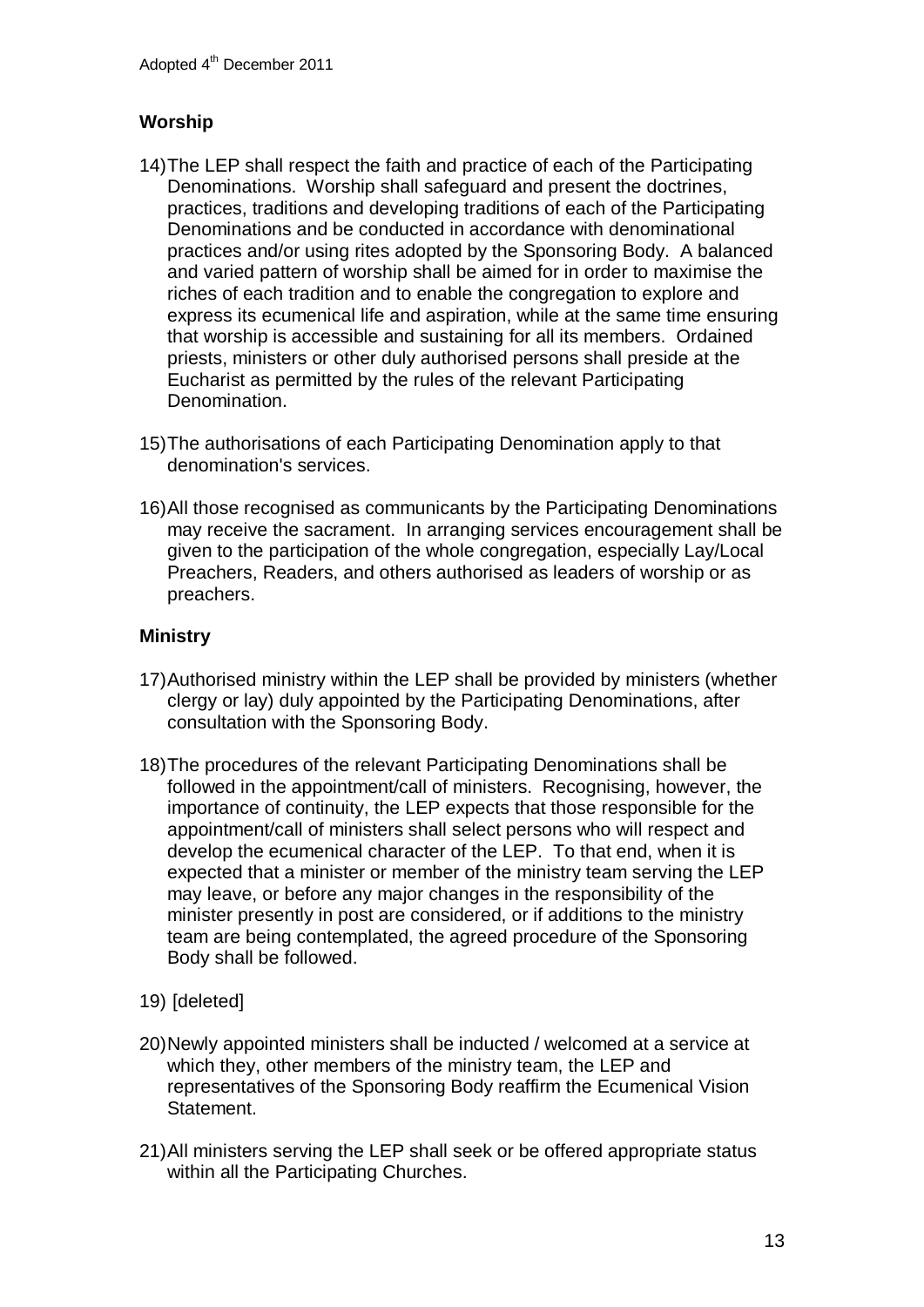## Worship

14) The LEP shall respect the faith and practice of each of the Participating Denominations. Worship shall safeguard and present the doctrines, practices, traditions and developing traditions of each of the Participating Denominations and be conducted in accordance with denominational practices and/or using rites adopted by the Sponsoring Body. A balanced and varied pattern of worship shall be aimed for in order to maximise the riches of each tradition and to enable the congregation to explore and express its ecumenical life and aspiration, while at the same time ensuring that worship is accessible and sustaining for all its members. Ordained priests, ministers or other duly authorised persons shall preside at the Eucharist as permitted by the rules of the relevant Participating Denomination.

15) The authorisations of each Participating Denomination apply to that denomination's services.

16) All those recognised as communicants by the Participating Denominations may receive the sacrament. In arranging services encouragement shall be given to the participation of the whole congregation, especially Lay/Local Preachers, Readers, and others authorised as leaders of worship or as preachers.

## Ministry

17) Authorised ministry within the LEP shall be provided by ministers (whether clergy or lay) duly appointed by the Participating Denominations, after consultation with the Sponsoring Body.

18) The procedures of the relevant Participating Denominations shall be followed in the appointment/call of ministers. Recognising, however, the importance of continuity, the LEP expects that those responsible for the appointment/call of ministers shall select persons who will respect and develop the ecumenical character of the LEP. To that end, when it is expected that a minister or member of the ministry team serving the LEP may leave, or before any major changes in the responsibility of the minister presently in post are considered, or if additions to the ministry team are being contemplated, the agreed procedure of the Sponsoring Body shall be followed.

19) [deleted]

20) Newly appointed ministers shall be inducted / welcomed at a service at which they, other members of the ministry team, the LEP and representatives of the Sponsoring Body reaffirm the Ecumenical Vision Statement.

21) All ministers serving the LEP shall seek or be offered appropriate status within all the Participating Churches.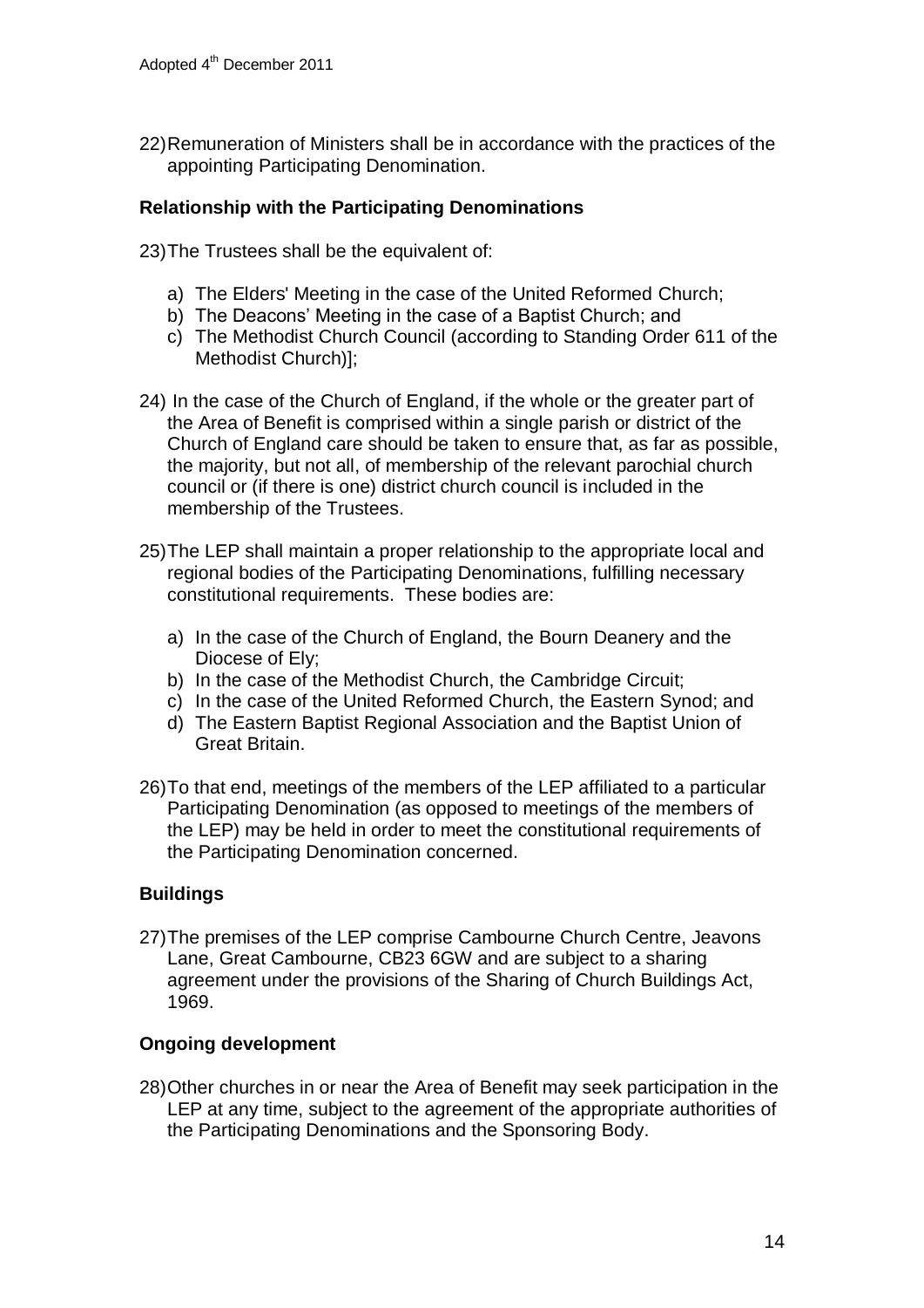22) Remuneration of Ministers shall be in accordance with the practices of the appointing Participating Denomination.

### Relationship with the Participating Denominations

23) The Trustees shall be the equivalent of:

   a) The Elders' Meeting in the case of the United Reformed Church;
   b) The Deacons' Meeting in the case of a Baptist Church; and
   c) The Methodist Church Council (according to Standing Order 611 of the Methodist Church)];

24) In the case of the Church of England, if the whole or the greater part of the Area of Benefit is comprised within a single parish or district of the Church of England care should be taken to ensure that, as far as possible, the majority, but not all, of membership of the relevant parochial church council or (if there is one) district church council is included in the membership of the Trustees.

25) The LEP shall maintain a proper relationship to the appropriate local and regional bodies of the Participating Denominations, fulfilling necessary constitutional requirements. These bodies are:

   a) In the case of the Church of England, the Bourn Deanery and the Diocese of Ely;
   b) In the case of the Methodist Church, the Cambridge Circuit;
   c) In the case of the United Reformed Church, the Eastern Synod; and
   d) The Eastern Baptist Regional Association and the Baptist Union of Great Britain.

26) To that end, meetings of the members of the LEP affiliated to a particular Participating Denomination (as opposed to meetings of the members of the LEP) may be held in order to meet the constitutional requirements of the Participating Denomination concerned.

### Buildings

27) The premises of the LEP comprise Cambourne Church Centre, Jeavons Lane, Great Cambourne, CB23 6GW and are subject to a sharing agreement under the provisions of the Sharing of Church Buildings Act, 1969.

### Ongoing development

28) Other churches in or near the Area of Benefit may seek participation in the LEP at any time, subject to the agreement of the appropriate authorities of the Participating Denominations and the Sponsoring Body.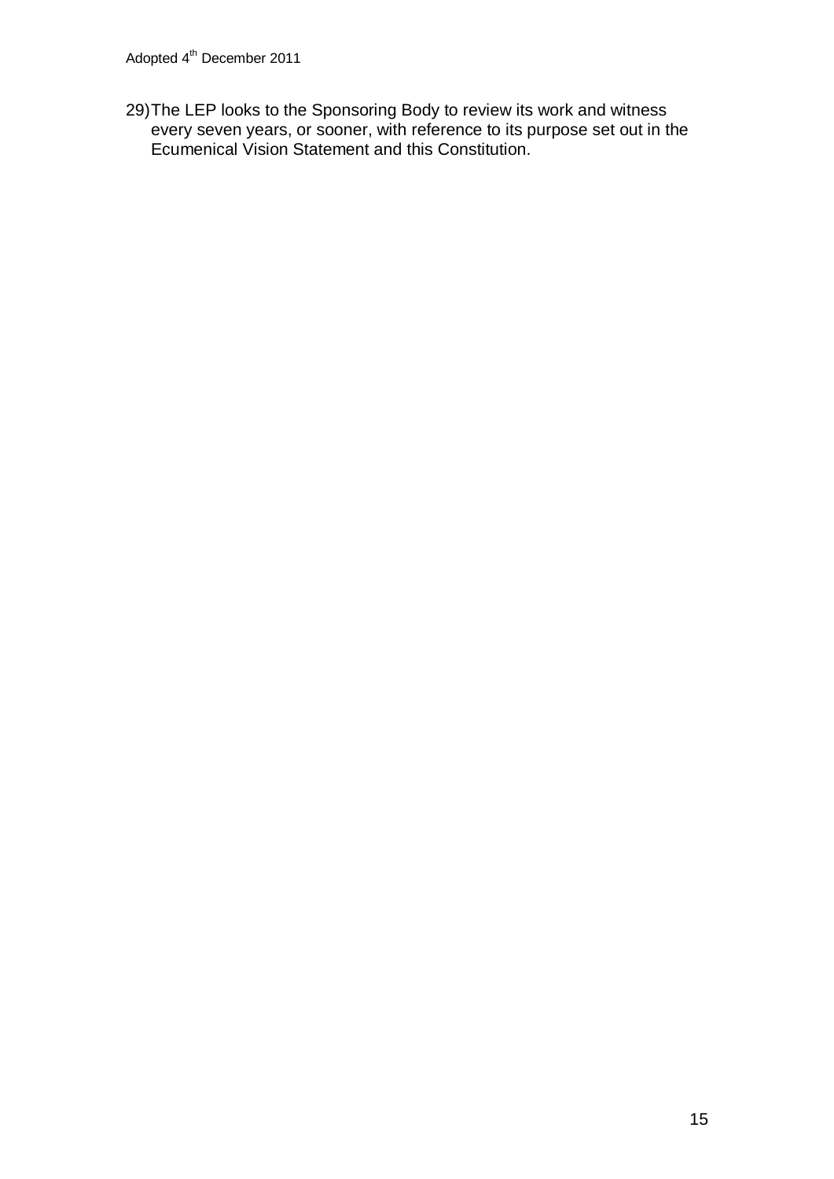29) The LEP looks to the Sponsoring Body to review its work and witness every seven years, or sooner, with reference to its purpose set out in the Ecumenical Vision Statement and this Constitution.